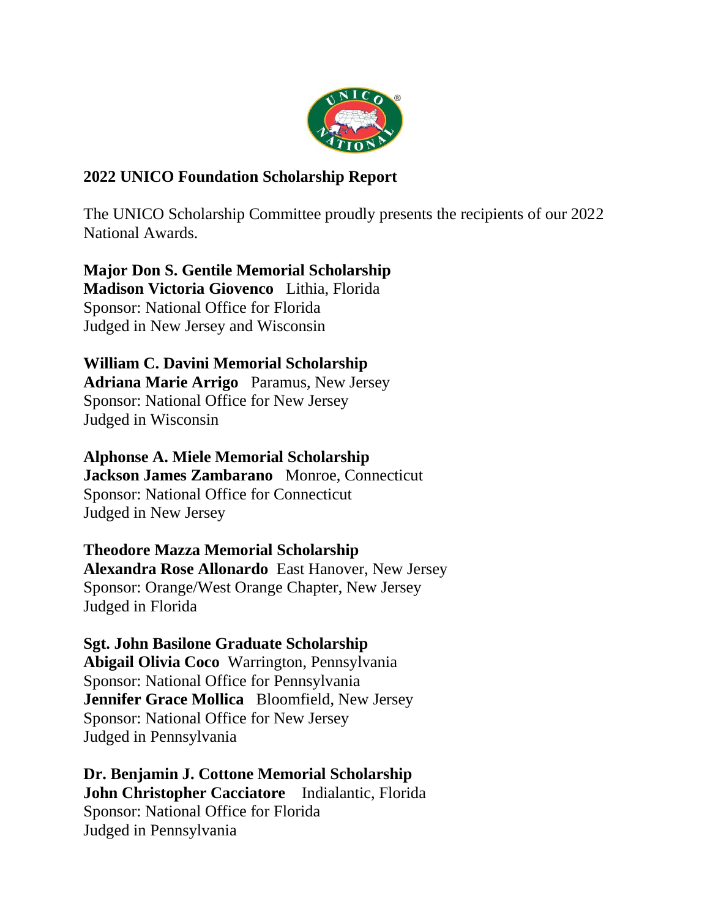## 2022 UNICO Foundation Scholarship Report

The UNICO Scholarship Committee proudly presents the recipients of our 2022 National Awards.

**Major Don S. Gentile Memorial Scholarship**
**Madison Victoria Giovenco** Lithia, Florida
Sponsor: National Office for Florida
Judged in New Jersey and Wisconsin

**William C. Davini Memorial Scholarship**
**Adriana Marie Arrigo** Paramus, New Jersey
Sponsor: National Office for New Jersey
Judged in Wisconsin

**Alphonse A. Miele Memorial Scholarship**
**Jackson James Zambarano** Monroe, Connecticut
Sponsor: National Office for Connecticut
Judged in New Jersey

**Theodore Mazza Memorial Scholarship**
**Alexandra Rose Allonardo** East Hanover, New Jersey
Sponsor: Orange/West Orange Chapter, New Jersey
Judged in Florida

**Sgt. John Basilone Graduate Scholarship**
**Abigail Olivia Coco** Warrington, Pennsylvania
Sponsor: National Office for Pennsylvania
**Jennifer Grace Mollica** Bloomfield, New Jersey
Sponsor: National Office for New Jersey
Judged in Pennsylvania

**Dr. Benjamin J. Cottone Memorial Scholarship**
**John Christopher Cacciatore** Indialantic, Florida
Sponsor: National Office for Florida
Judged in Pennsylvania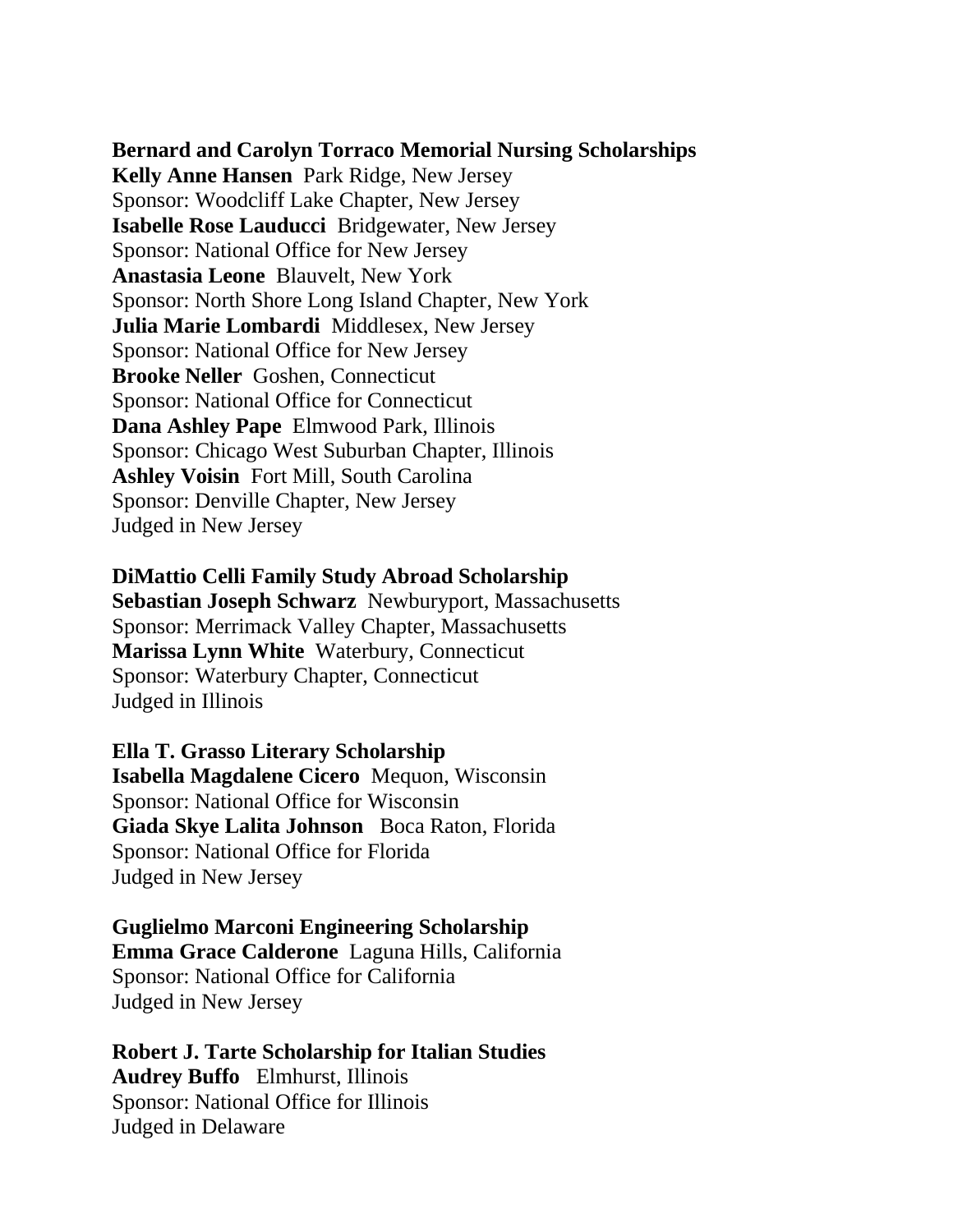**Bernard and Carolyn Torraco Memorial Nursing Scholarships**
**Kelly Anne Hansen** Park Ridge, New Jersey
Sponsor: Woodcliff Lake Chapter, New Jersey
**Isabelle Rose Lauducci** Bridgewater, New Jersey
Sponsor: National Office for New Jersey
**Anastasia Leone** Blauvelt, New York
Sponsor: North Shore Long Island Chapter, New York
**Julia Marie Lombardi** Middlesex, New Jersey
Sponsor: National Office for New Jersey
**Brooke Neller** Goshen, Connecticut
Sponsor: National Office for Connecticut
**Dana Ashley Pape** Elmwood Park, Illinois
Sponsor: Chicago West Suburban Chapter, Illinois
**Ashley Voisin** Fort Mill, South Carolina
Sponsor: Denville Chapter, New Jersey
Judged in New Jersey

**DiMattio Celli Family Study Abroad Scholarship**
**Sebastian Joseph Schwarz** Newburyport, Massachusetts
Sponsor: Merrimack Valley Chapter, Massachusetts
**Marissa Lynn White** Waterbury, Connecticut
Sponsor: Waterbury Chapter, Connecticut
Judged in Illinois

**Ella T. Grasso Literary Scholarship**
**Isabella Magdalene Cicero** Mequon, Wisconsin
Sponsor: National Office for Wisconsin
**Giada Skye Lalita Johnson** Boca Raton, Florida
Sponsor: National Office for Florida
Judged in New Jersey

**Guglielmo Marconi Engineering Scholarship**
**Emma Grace Calderone** Laguna Hills, California
Sponsor: National Office for California
Judged in New Jersey

**Robert J. Tarte Scholarship for Italian Studies**
**Audrey Buffo** Elmhurst, Illinois
Sponsor: National Office for Illinois
Judged in Delaware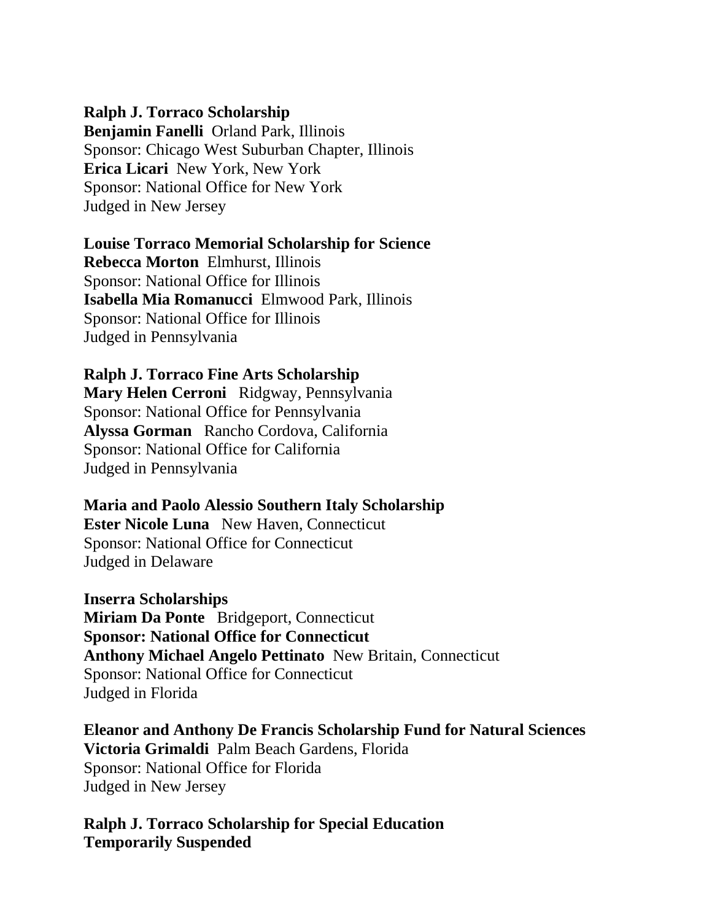**Ralph J. Torraco Scholarship**
**Benjamin Fanelli** Orland Park, Illinois
Sponsor: Chicago West Suburban Chapter, Illinois
**Erica Licari** New York, New York
Sponsor: National Office for New York
Judged in New Jersey

**Louise Torraco Memorial Scholarship for Science**
**Rebecca Morton** Elmhurst, Illinois
Sponsor: National Office for Illinois
**Isabella Mia Romanucci** Elmwood Park, Illinois
Sponsor: National Office for Illinois
Judged in Pennsylvania

**Ralph J. Torraco Fine Arts Scholarship**
**Mary Helen Cerroni** Ridgway, Pennsylvania
Sponsor: National Office for Pennsylvania
**Alyssa Gorman** Rancho Cordova, California
Sponsor: National Office for California
Judged in Pennsylvania

**Maria and Paolo Alessio Southern Italy Scholarship**
**Ester Nicole Luna** New Haven, Connecticut
Sponsor: National Office for Connecticut
Judged in Delaware

**Inserra Scholarships**
**Miriam Da Ponte** Bridgeport, Connecticut
**Sponsor: National Office for Connecticut**
**Anthony Michael Angelo Pettinato** New Britain, Connecticut
Sponsor: National Office for Connecticut
Judged in Florida

**Eleanor and Anthony De Francis Scholarship Fund for Natural Sciences**
**Victoria Grimaldi** Palm Beach Gardens, Florida
Sponsor: National Office for Florida
Judged in New Jersey

**Ralph J. Torraco Scholarship for Special Education**
**Temporarily Suspended**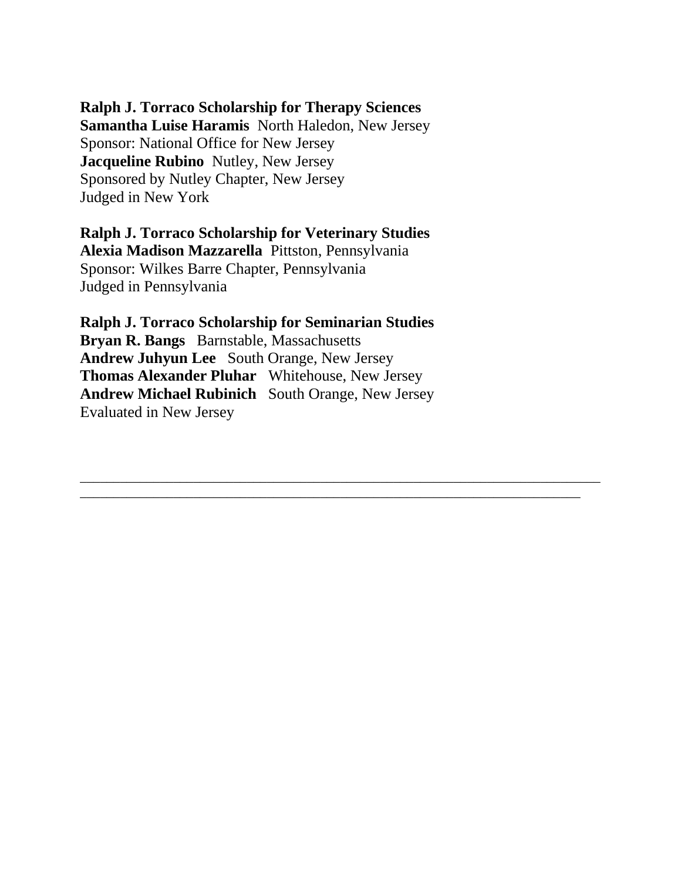**Ralph J. Torraco Scholarship for Therapy Sciences**
**Samantha Luise Haramis** North Haledon, New Jersey
Sponsor: National Office for New Jersey
**Jacqueline Rubino** Nutley, New Jersey
Sponsored by Nutley Chapter, New Jersey
Judged in New York

**Ralph J. Torraco Scholarship for Veterinary Studies**
**Alexia Madison Mazzarella** Pittston, Pennsylvania
Sponsor: Wilkes Barre Chapter, Pennsylvania
Judged in Pennsylvania

**Ralph J. Torraco Scholarship for Seminarian Studies**
**Bryan R. Bangs** Barnstable, Massachusetts
**Andrew Juhyun Lee** South Orange, New Jersey
**Thomas Alexander Pluhar** Whitehouse, New Jersey
**Andrew Michael Rubinich** South Orange, New Jersey
Evaluated in New Jersey

---